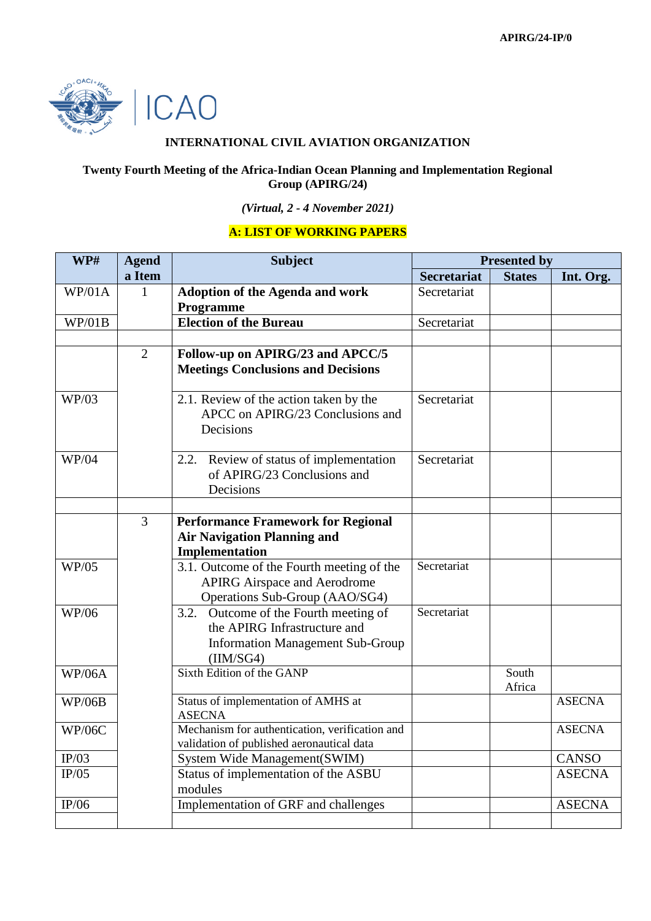APIRG/24-IP/0

ICAO

**INTERNATIONAL CIVIL AVIATION ORGANIZATION**

**Twenty Fourth Meeting of the Africa-Indian Ocean Planning and Implementation Regional Group (APIRG/24)**

*(Virtual, 2 - 4 November 2021)*

**A: LIST OF WORKING PAPERS**

| WP# | Agenda Item | Subject | Presented by | | |
|---|---|---|---|---|---|
| | | | **Secretariat** | **States** | **Int. Org.** |
| WP/01A | 1 | **Adoption of the Agenda and work Programme** | Secretariat | | |
| WP/01B | | **Election of the Bureau** | Secretariat | | |
| | | | | | |
| | 2 | **Follow-up on APIRG/23 and APCC/5 Meetings Conclusions and Decisions** | | | |
| WP/03 | | 2.1. Review of the action taken by the APCC on APIRG/23 Conclusions and Decisions | Secretariat | | |
| WP/04 | | 2.2. Review of status of implementation of APIRG/23 Conclusions and Decisions | Secretariat | | |
| | | | | | |
| | 3 | **Performance Framework for Regional Air Navigation Planning and Implementation** | | | |
| WP/05 | | 3.1. Outcome of the Fourth meeting of the APIRG Airspace and Aerodrome Operations Sub-Group (AAO/SG4) | Secretariat | | |
| WP/06 | | 3.2. Outcome of the Fourth meeting of the APIRG Infrastructure and Information Management Sub-Group (IIM/SG4) | Secretariat | | |
| WP/06A | | Sixth Edition of the GANP | | South Africa | |
| WP/06B | | Status of implementation of AMHS at ASECNA | | | ASECNA |
| WP/06C | | Mechanism for authentication, verification and validation of published aeronautical data | | | ASECNA |
| IP/03 | | System Wide Management(SWIM) | | | CANSO |
| IP/05 | | Status of implementation of the ASBU modules | | | ASECNA |
| IP/06 | | Implementation of GRF and challenges | | | ASECNA |
| | | | | | |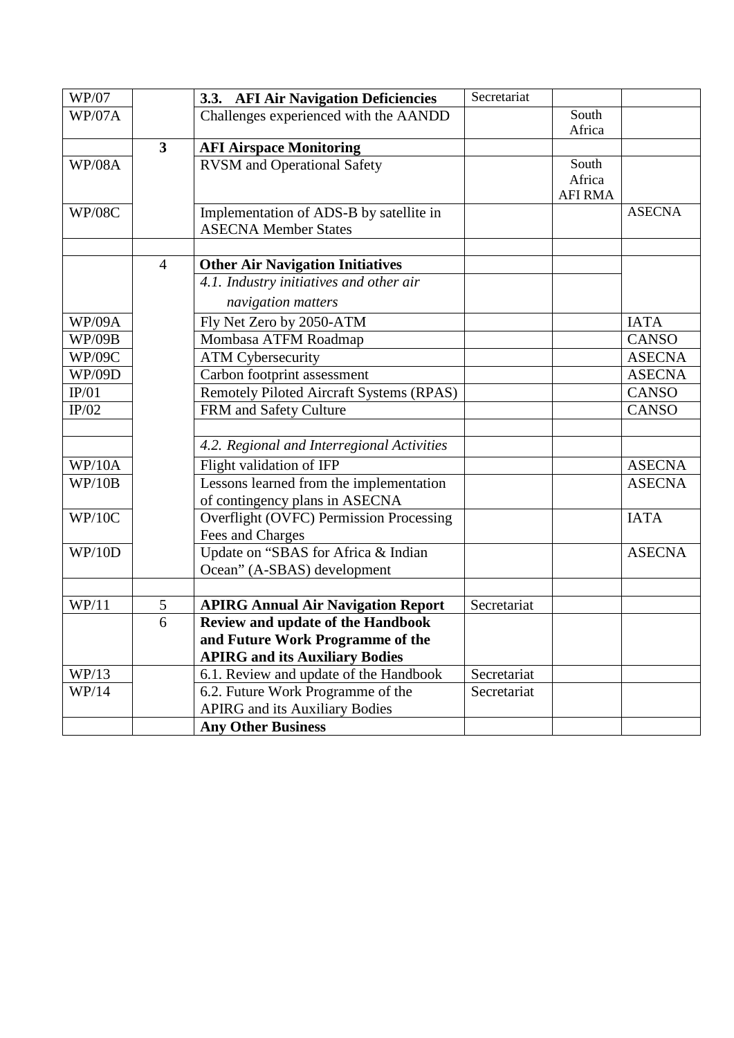| | | | | | |
|---|---|---|---|---|---|
| WP/07 | | **3.3. AFI Air Navigation Deficiencies** | Secretariat | | |
| WP/07A | | Challenges experienced with the AANDD | | South Africa | |
| | **3** | **AFI Airspace Monitoring** | | | |
| WP/08A | | RVSM and Operational Safety | | South Africa AFI RMA | |
| WP/08C | | Implementation of ADS-B by satellite in ASECNA Member States | | | ASECNA |
| | | | | | |
| | 4 | **Other Air Navigation Initiatives** | | | |
| | | *4.1. Industry initiatives and other air navigation matters* | | | |
| WP/09A | | Fly Net Zero by 2050-ATM | | | IATA |
| WP/09B | | Mombasa ATFM Roadmap | | | CANSO |
| WP/09C | | ATM Cybersecurity | | | ASECNA |
| WP/09D | | Carbon footprint assessment | | | ASECNA |
| IP/01 | | Remotely Piloted Aircraft Systems (RPAS) | | | CANSO |
| IP/02 | | FRM and Safety Culture | | | CANSO |
| | | | | | |
| | | *4.2. Regional and Interregional Activities* | | | |
| WP/10A | | Flight validation of IFP | | | ASECNA |
| WP/10B | | Lessons learned from the implementation of contingency plans in ASECNA | | | ASECNA |
| WP/10C | | Overflight (OVFC) Permission Processing Fees and Charges | | | IATA |
| WP/10D | | Update on "SBAS for Africa & Indian Ocean" (A-SBAS) development | | | ASECNA |
| | | | | | |
| WP/11 | 5 | **APIRG Annual Air Navigation Report** | Secretariat | | |
| | 6 | **Review and update of the Handbook and Future Work Programme of the APIRG and its Auxiliary Bodies** | | | |
| WP/13 | | 6.1. Review and update of the Handbook | Secretariat | | |
| WP/14 | | 6.2. Future Work Programme of the APIRG and its Auxiliary Bodies | Secretariat | | |
| | | **Any Other Business** | | | |